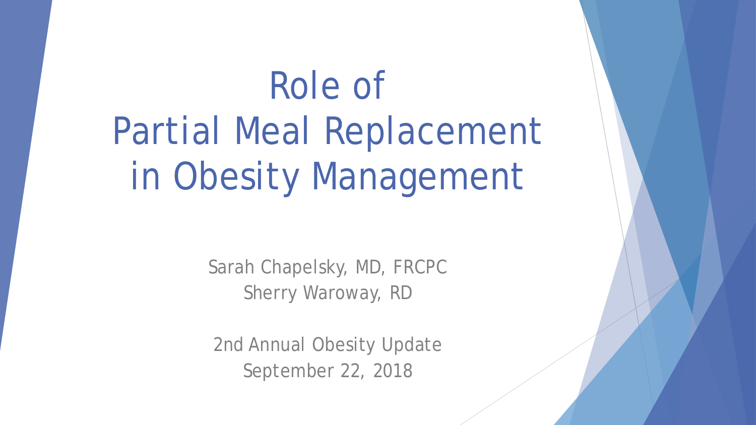# Role of Partial Meal Replacement in Obesity Management

Sarah Chapelsky, MD, FRCPC
Sherry Waroway, RD

2nd Annual Obesity Update
September 22, 2018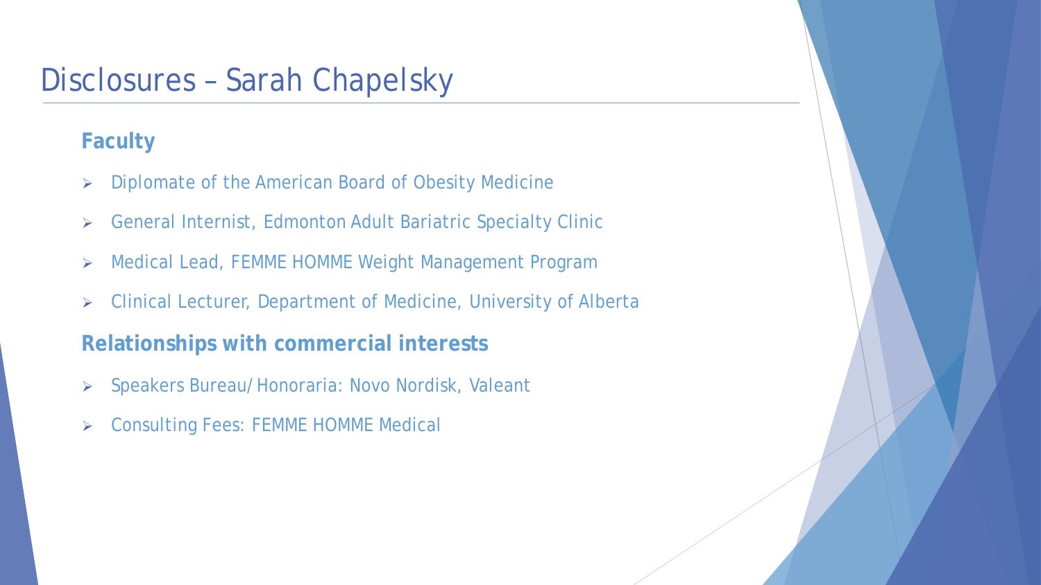# Disclosures – Sarah Chapelsky

## Faculty

- Diplomate of the American Board of Obesity Medicine
- General Internist, Edmonton Adult Bariatric Specialty Clinic
- Medical Lead, FEMME HOMME Weight Management Program
- Clinical Lecturer, Department of Medicine, University of Alberta

## Relationships with commercial interests

- Speakers Bureau/Honoraria: Novo Nordisk, Valeant
- Consulting Fees: FEMME HOMME Medical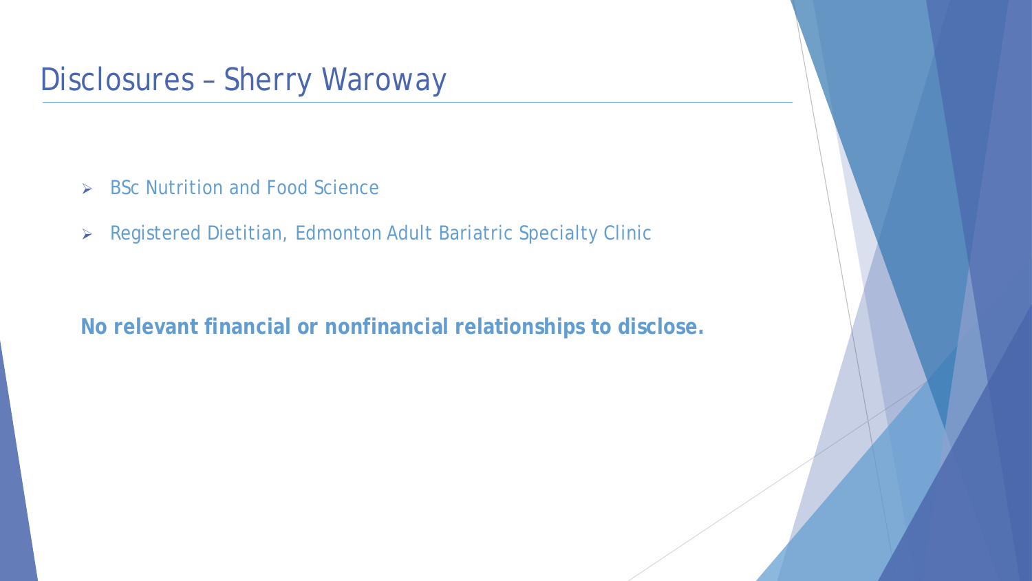# Disclosures – Sherry Waroway

- BSc Nutrition and Food Science
- Registered Dietitian, Edmonton Adult Bariatric Specialty Clinic

**No relevant financial or nonfinancial relationships to disclose.**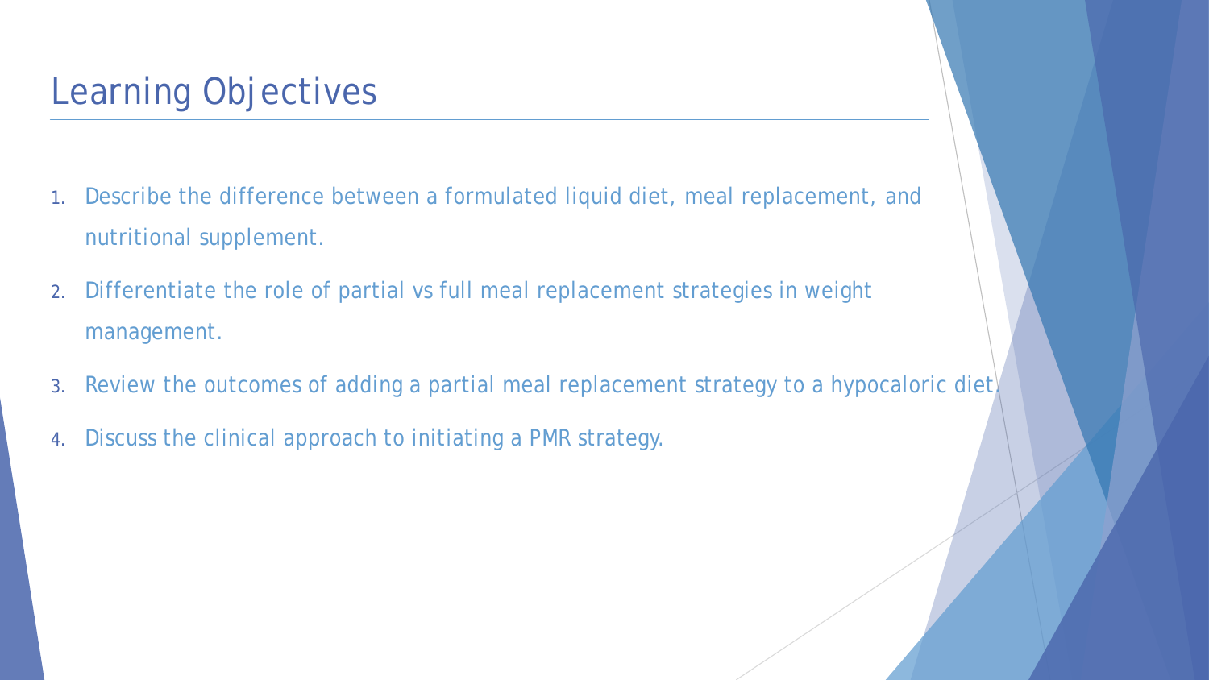# Learning Objectives

1. Describe the difference between a formulated liquid diet, meal replacement, and nutritional supplement.
2. Differentiate the role of partial vs full meal replacement strategies in weight management.
3. Review the outcomes of adding a partial meal replacement strategy to a hypocaloric diet.
4. Discuss the clinical approach to initiating a PMR strategy.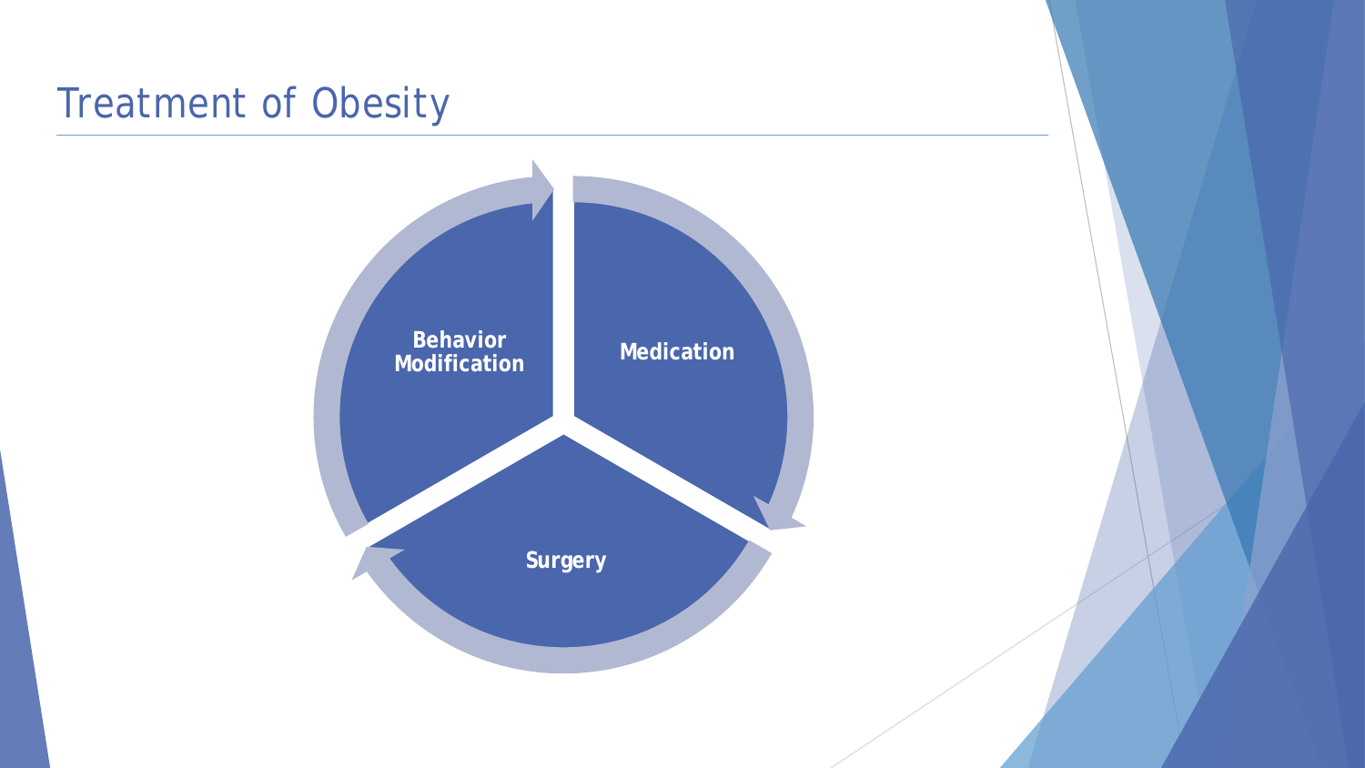# Treatment of Obesity

- Behavior Modification
- Medication
- Surgery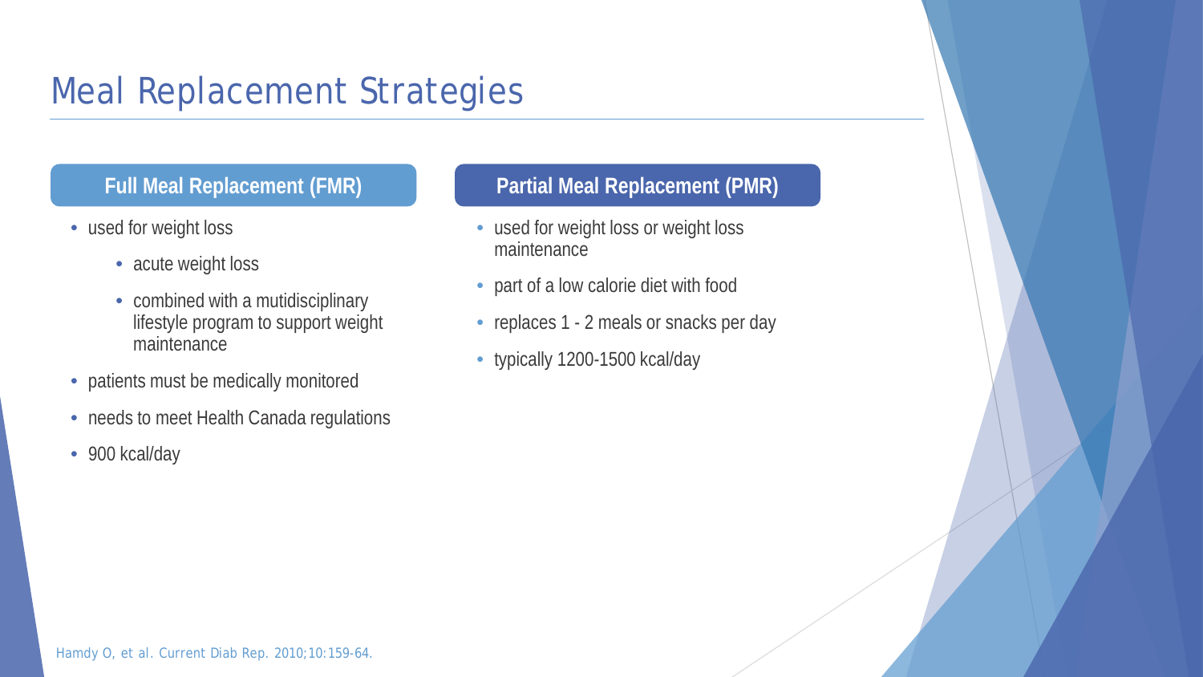# Meal Replacement Strategies

## Full Meal Replacement (FMR)

- used for weight loss
  - acute weight loss
  - combined with a mutidisciplinary lifestyle program to support weight maintenance
- patients must be medically monitored
- needs to meet Health Canada regulations
- 900 kcal/day

## Partial Meal Replacement (PMR)

- used for weight loss or weight loss maintenance
- part of a low calorie diet with food
- replaces 1 - 2 meals or snacks per day
- typically 1200-1500 kcal/day

Hamdy O, et al. Current Diab Rep. 2010;10:159-64.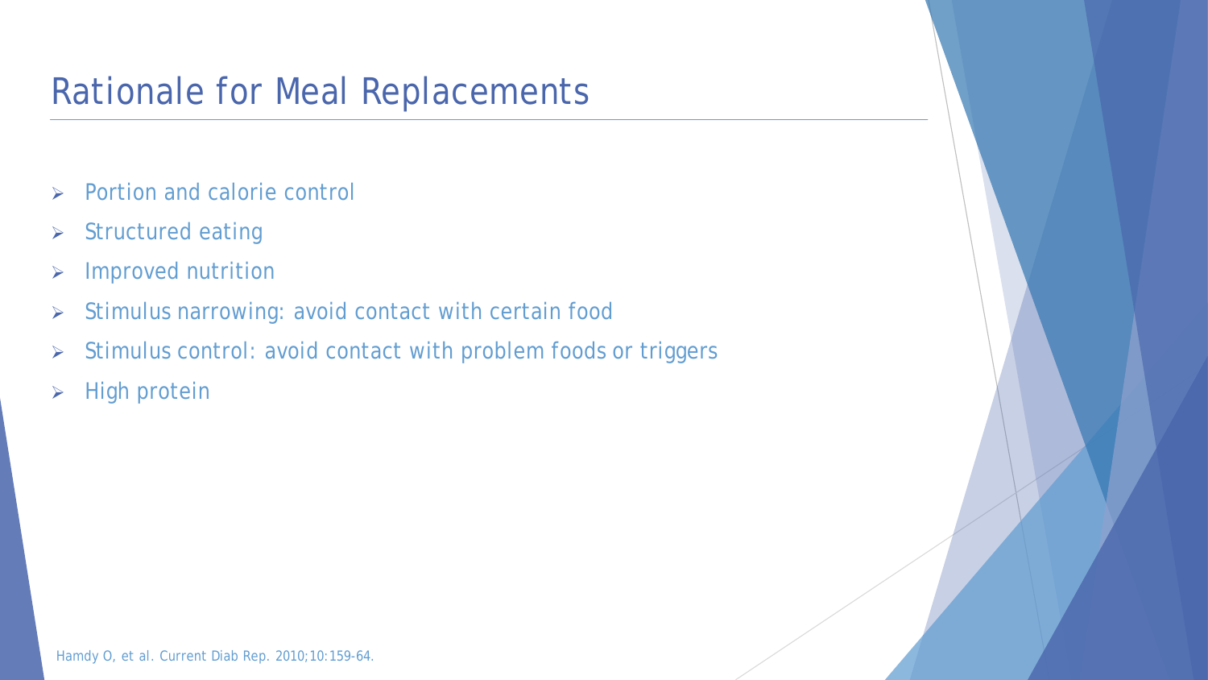# Rationale for Meal Replacements

- Portion and calorie control
- Structured eating
- Improved nutrition
- Stimulus narrowing: avoid contact with certain food
- Stimulus control: avoid contact with problem foods or triggers
- High protein

Hamdy O, et al. Current Diab Rep. 2010;10:159-64.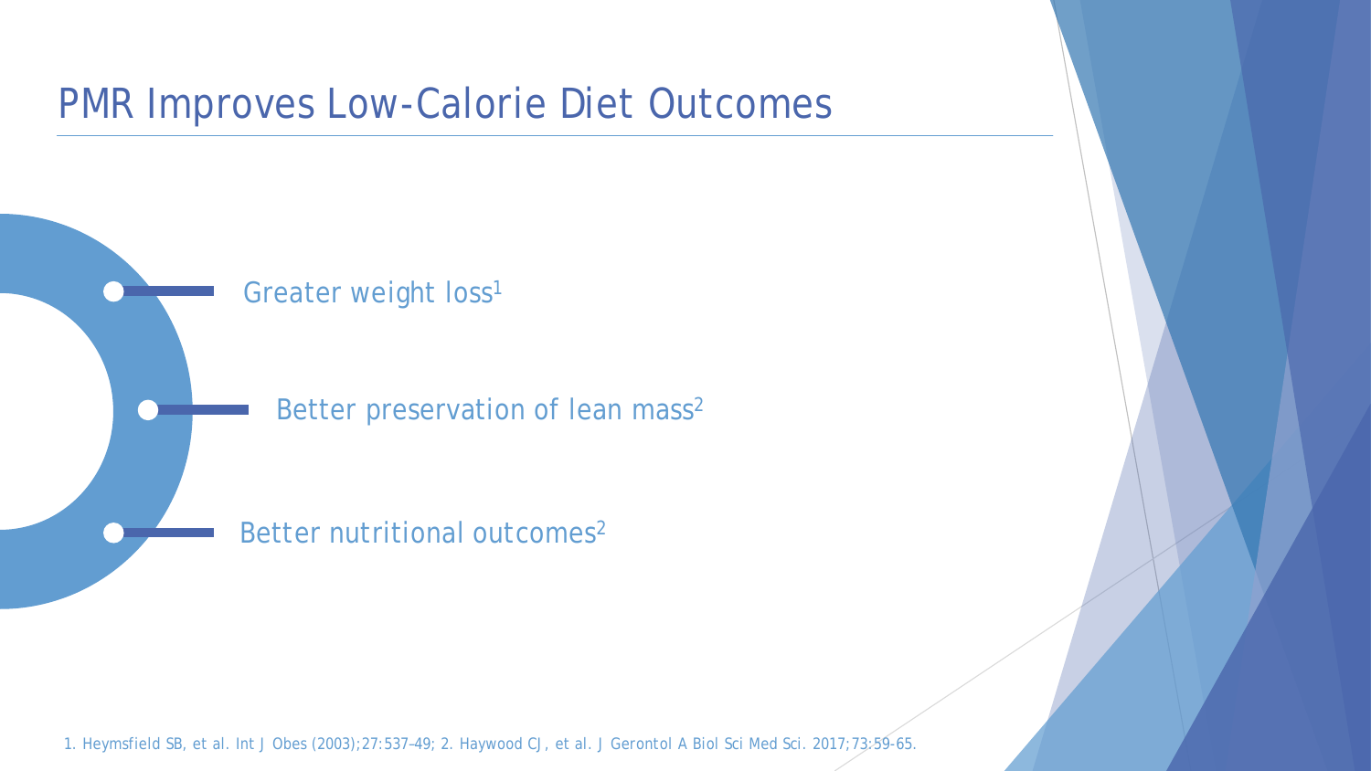# PMR Improves Low-Calorie Diet Outcomes

- Greater weight loss[1]
- Better preservation of lean mass[2]
- Better nutritional outcomes[2]

1. Heymsfield SB, et al. Int J Obes (2003);27:537–49; 2. Haywood CJ, et al. J Gerontol A Biol Sci Med Sci. 2017;73:59-65.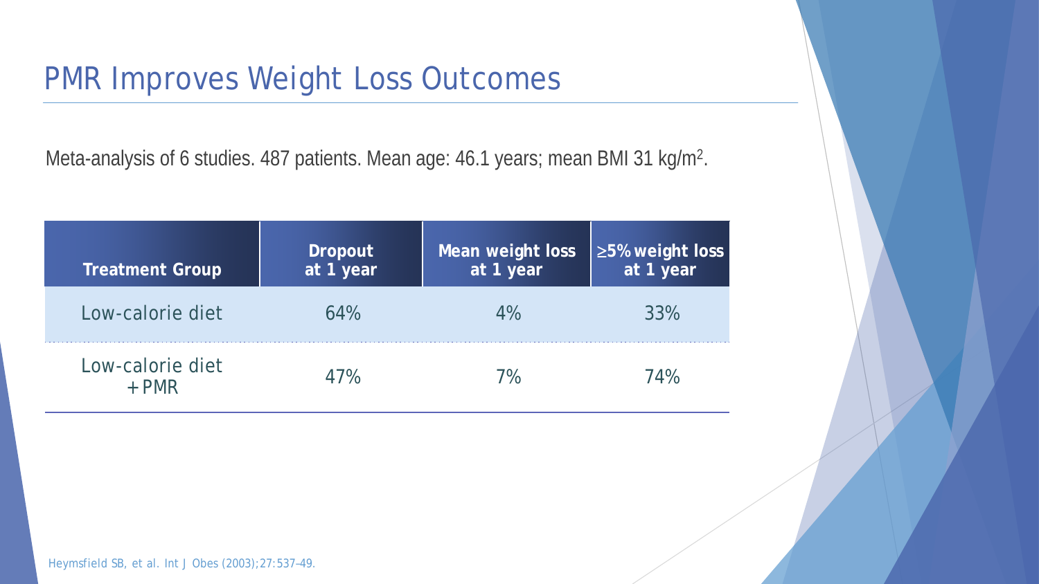# PMR Improves Weight Loss Outcomes

Meta-analysis of 6 studies. 487 patients. Mean age: 46.1 years; mean BMI 31 kg/m$^2$.

| Treatment Group | Dropout at 1 year | Mean weight loss at 1 year | ≥5% weight loss at 1 year |
|---|---|---|---|
| Low-calorie diet | 64% | 4% | 33% |
| Low-calorie diet + PMR | 47% | 7% | 74% |

Heymsfield SB, et al. Int J Obes (2003);27:537–49.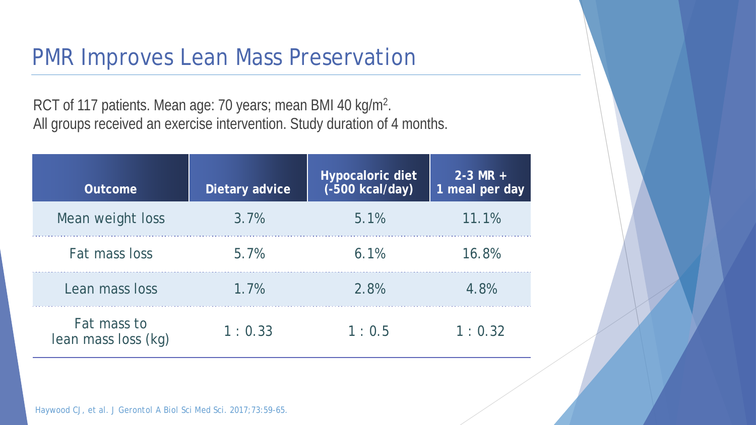# PMR Improves Lean Mass Preservation

RCT of 117 patients. Mean age: 70 years; mean BMI 40 kg/m$^2$.
All groups received an exercise intervention. Study duration of 4 months.

| Outcome | Dietary advice | Hypocaloric diet (-500 kcal/day) | 2-3 MR + 1 meal per day |
|---|---|---|---|
| Mean weight loss | 3.7% | 5.1% | 11.1% |
| Fat mass loss | 5.7% | 6.1% | 16.8% |
| Lean mass loss | 1.7% | 2.8% | 4.8% |
| Fat mass to lean mass loss (kg) | 1 : 0.33 | 1 : 0.5 | 1 : 0.32 |

Haywood CJ, et al. J Gerontol A Biol Sci Med Sci. 2017;73:59-65.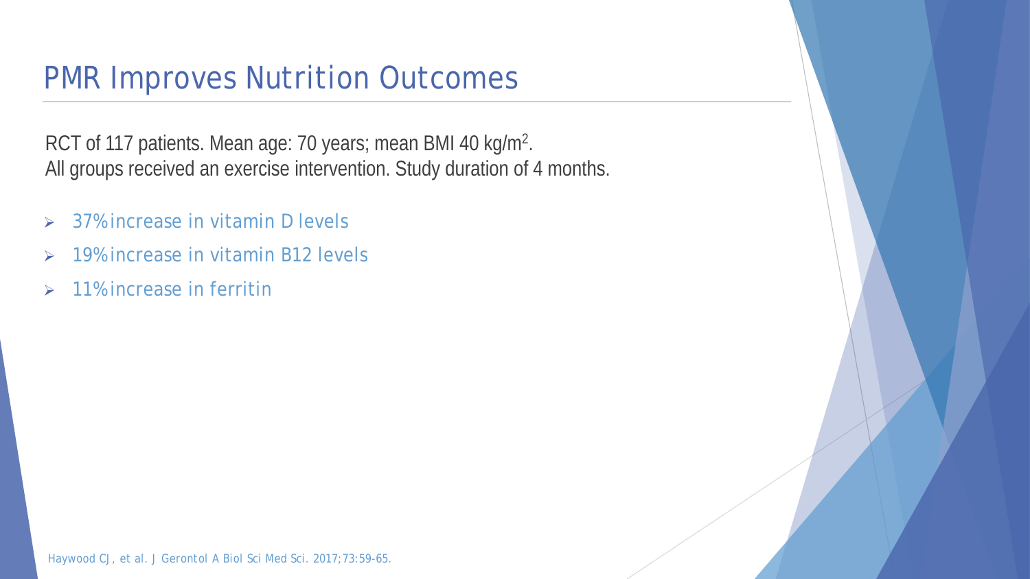# PMR Improves Nutrition Outcomes

RCT of 117 patients. Mean age: 70 years; mean BMI 40 kg/m$^2$.
All groups received an exercise intervention. Study duration of 4 months.

- 37% increase in vitamin D levels
- 19% increase in vitamin B12 levels
- 11% increase in ferritin

*Haywood CJ, et al. J Gerontol A Biol Sci Med Sci. 2017;73:59-65.*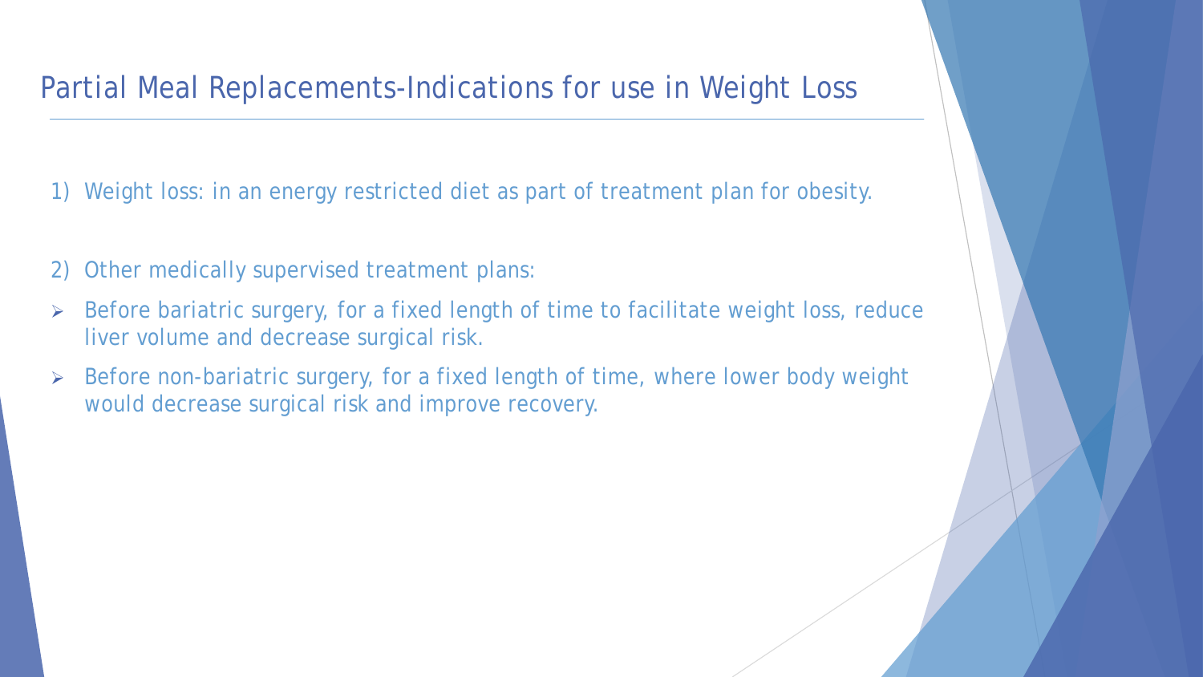# Partial Meal Replacements-Indications for use in Weight Loss

1) Weight loss: in an energy restricted diet as part of treatment plan for obesity.

2) Other medically supervised treatment plans:

- Before bariatric surgery, for a fixed length of time to facilitate weight loss, reduce liver volume and decrease surgical risk.
- Before non-bariatric surgery, for a fixed length of time, where lower body weight would decrease surgical risk and improve recovery.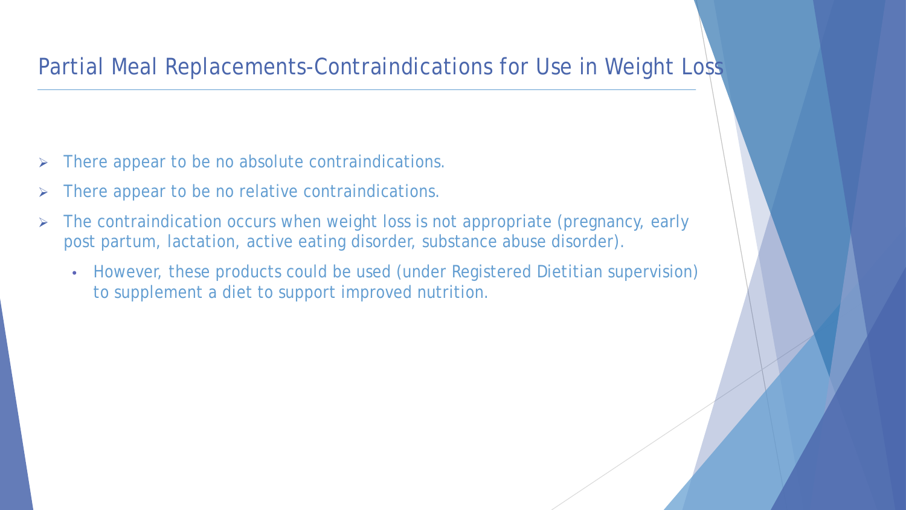## Partial Meal Replacements-Contraindications for Use in Weight Loss

- There appear to be no absolute contraindications.
- There appear to be no relative contraindications.
- The contraindication occurs when weight loss is not appropriate (pregnancy, early post partum, lactation, active eating disorder, substance abuse disorder).
  - However, these products could be used (under Registered Dietitian supervision) to supplement a diet to support improved nutrition.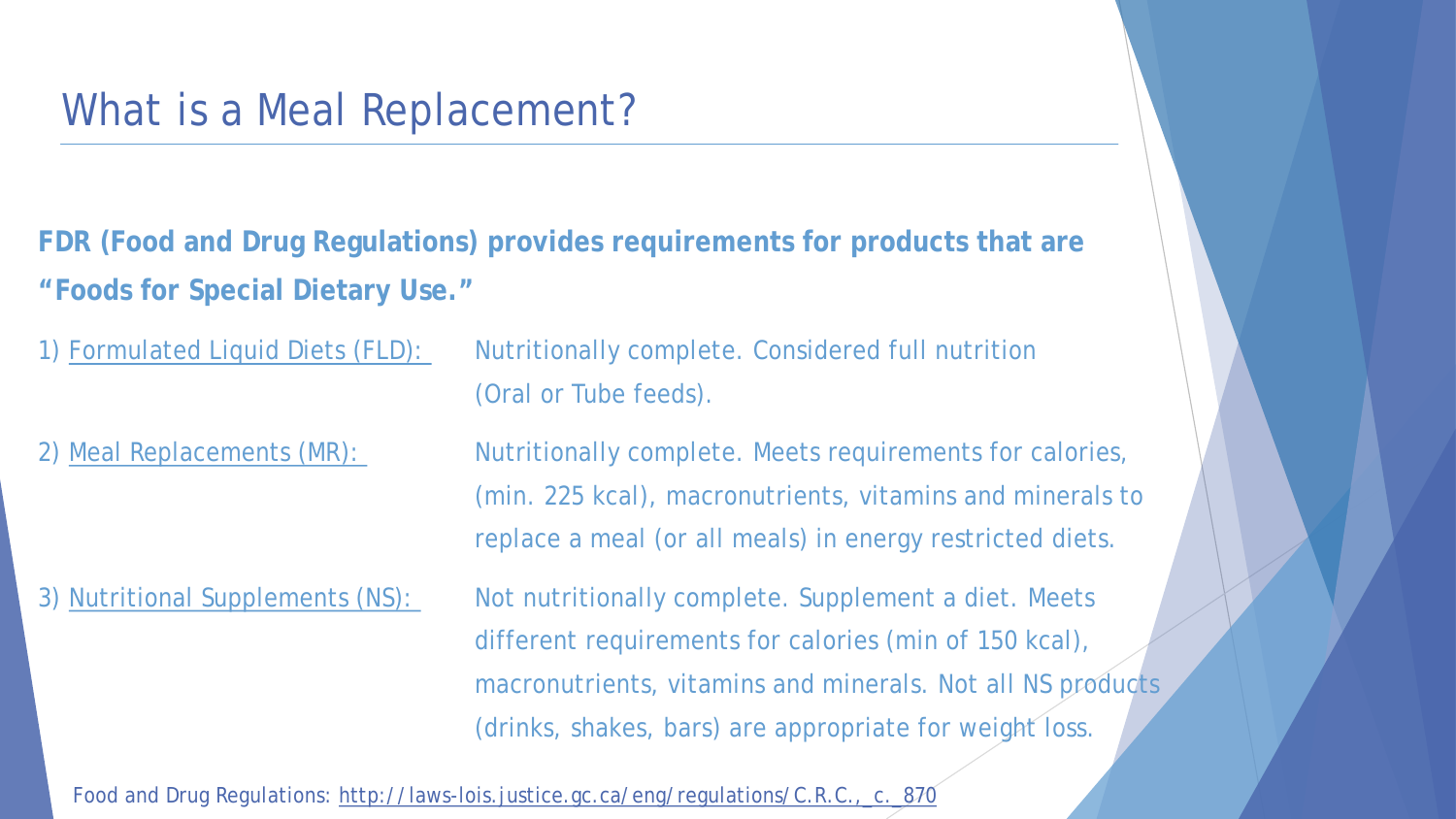# What is a Meal Replacement?

**FDR (Food and Drug Regulations) provides requirements for products that are "Foods for Special Dietary Use."**

1) Formulated Liquid Diets (FLD): Nutritionally complete. Considered full nutrition (Oral or Tube feeds).

2) Meal Replacements (MR): Nutritionally complete. Meets requirements for calories, (min. 225 kcal), macronutrients, vitamins and minerals to replace a meal (or all meals) in energy restricted diets.

3) Nutritional Supplements (NS): Not nutritionally complete. Supplement a diet. Meets different requirements for calories (min of 150 kcal), macronutrients, vitamins and minerals. Not all NS products (drinks, shakes, bars) are appropriate for weight loss.

Food and Drug Regulations: http://laws-lois.justice.gc.ca/eng/regulations/C.R.C.,_c._870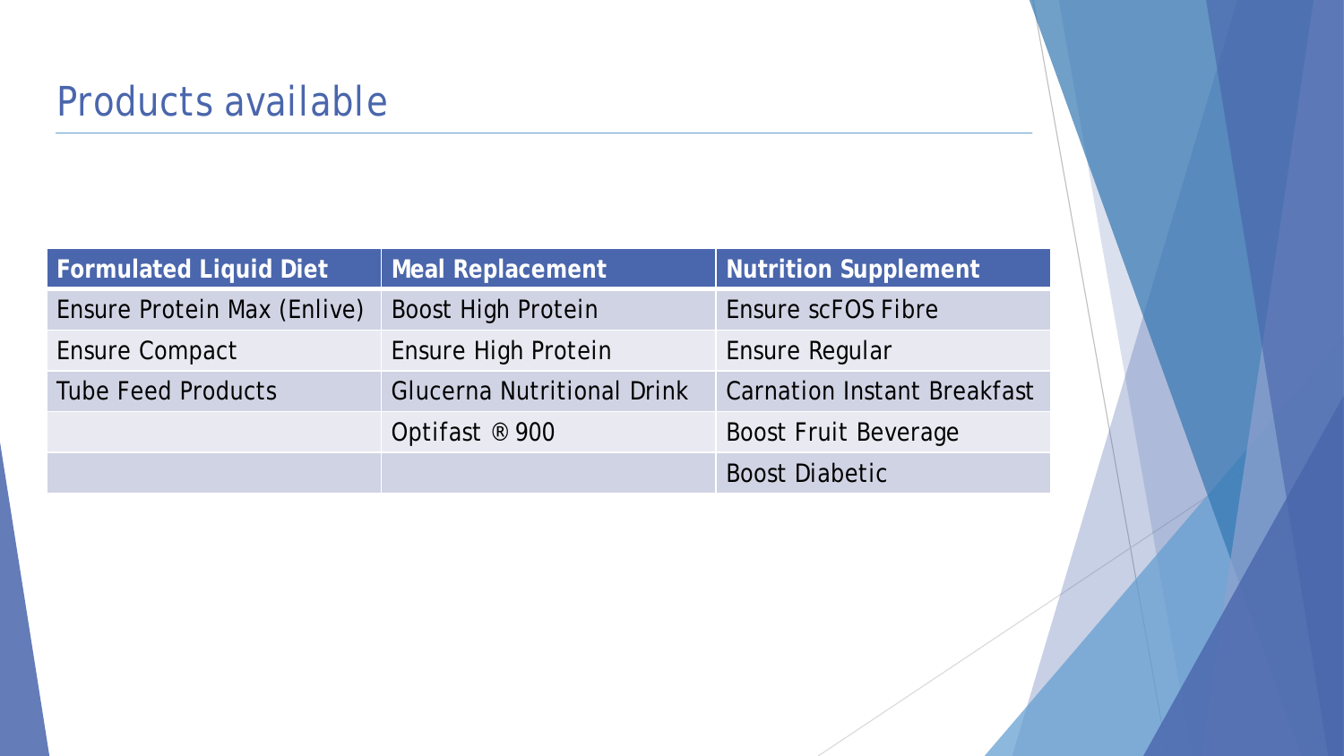# Products available

| Formulated Liquid Diet | Meal Replacement | Nutrition Supplement |
|---|---|---|
| Ensure Protein Max (Enlive) | Boost High Protein | Ensure scFOS Fibre |
| Ensure Compact | Ensure High Protein | Ensure Regular |
| Tube Feed Products | Glucerna Nutritional Drink | Carnation Instant Breakfast |
| | Optifast ® 900 | Boost Fruit Beverage |
| | | Boost Diabetic |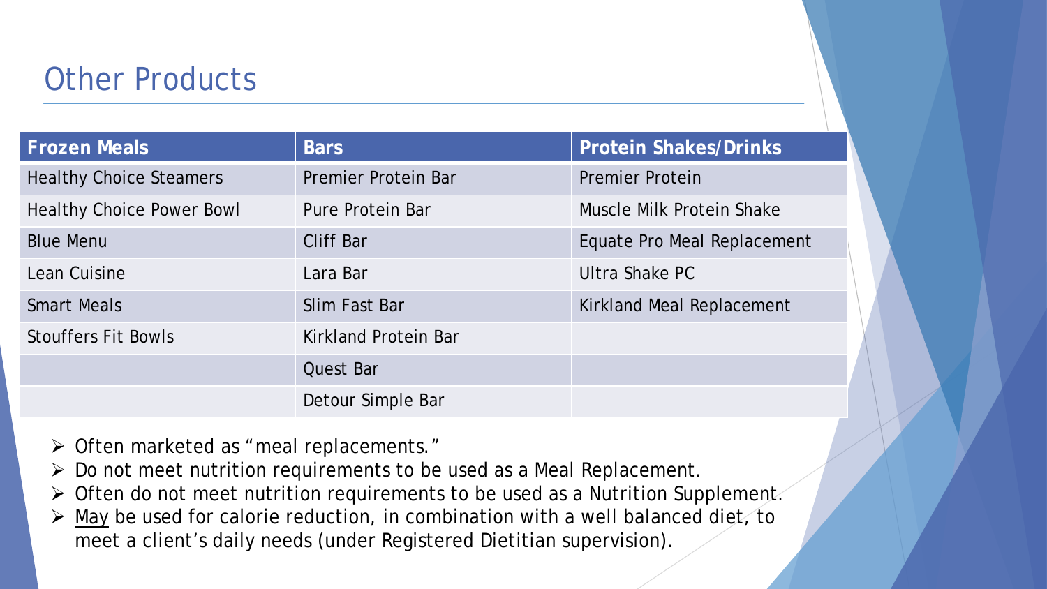## Other Products

| Frozen Meals | Bars | Protein Shakes/Drinks |
| --- | --- | --- |
| Healthy Choice Steamers | Premier Protein Bar | Premier Protein |
| Healthy Choice Power Bowl | Pure Protein Bar | Muscle Milk Protein Shake |
| Blue Menu | Cliff Bar | Equate Pro Meal Replacement |
| Lean Cuisine | Lara Bar | Ultra Shake PC |
| Smart Meals | Slim Fast Bar | Kirkland Meal Replacement |
| Stouffers Fit Bowls | Kirkland Protein Bar | |
| | Quest Bar | |
| | Detour Simple Bar | |

- Often marketed as "meal replacements."
- Do not meet nutrition requirements to be used as a Meal Replacement.
- Often do not meet nutrition requirements to be used as a Nutrition Supplement.
- <u>May</u> be used for calorie reduction, in combination with a well balanced diet, to meet a client's daily needs (under Registered Dietitian supervision).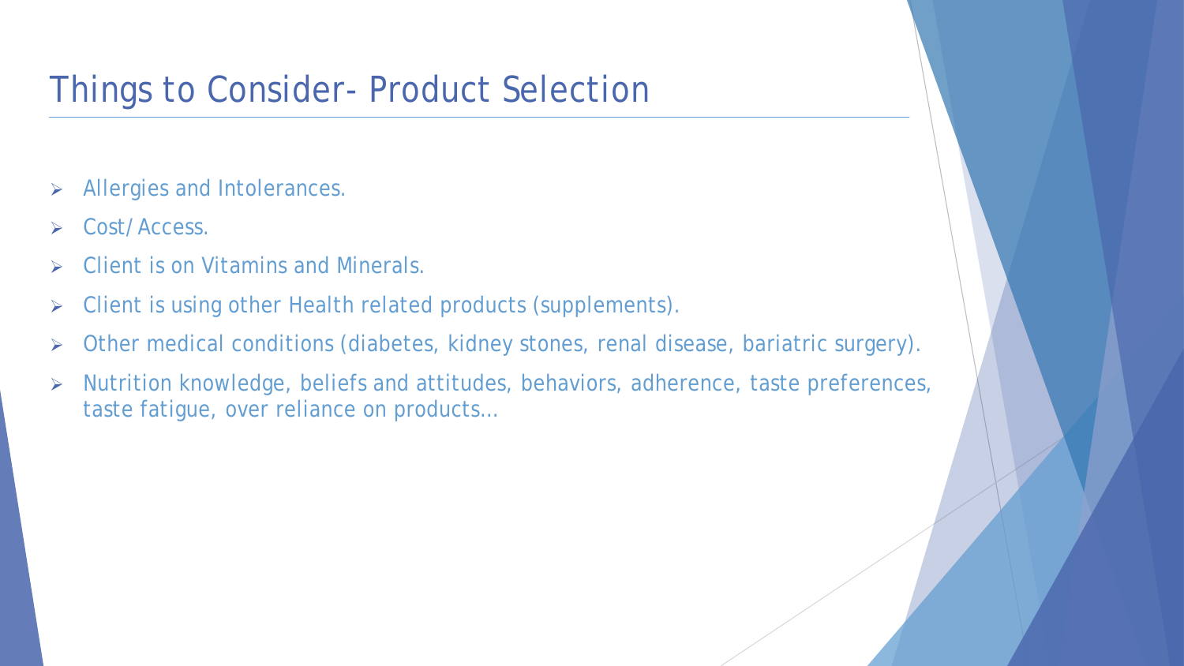# Things to Consider- Product Selection

- Allergies and Intolerances.
- Cost/Access.
- Client is on Vitamins and Minerals.
- Client is using other Health related products (supplements).
- Other medical conditions (diabetes, kidney stones, renal disease, bariatric surgery).
- Nutrition knowledge, beliefs and attitudes, behaviors, adherence, taste preferences, taste fatigue, over reliance on products…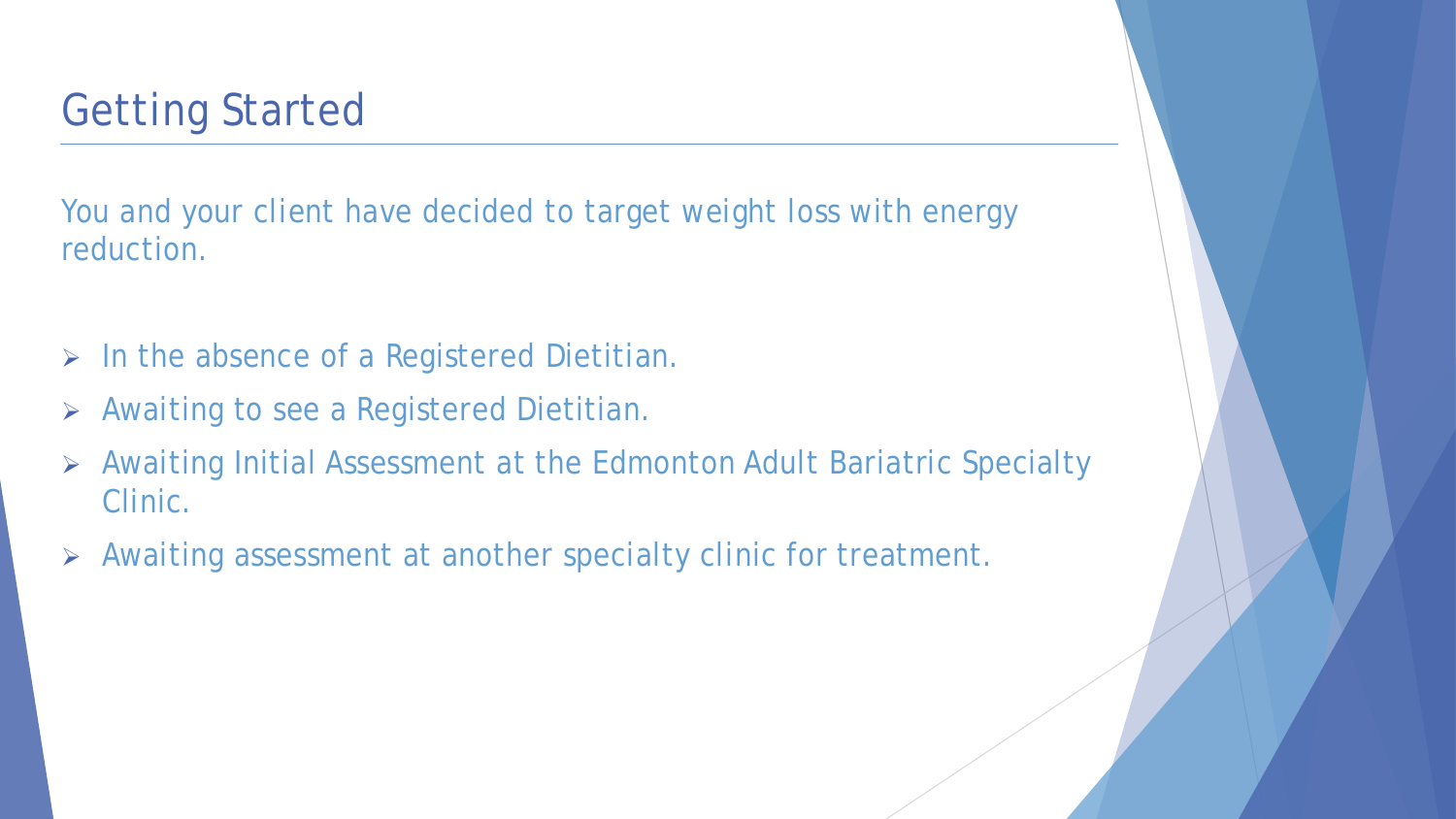# Getting Started

You and your client have decided to target weight loss with energy reduction.

- In the absence of a Registered Dietitian.
- Awaiting to see a Registered Dietitian.
- Awaiting Initial Assessment at the Edmonton Adult Bariatric Specialty Clinic.
- Awaiting assessment at another specialty clinic for treatment.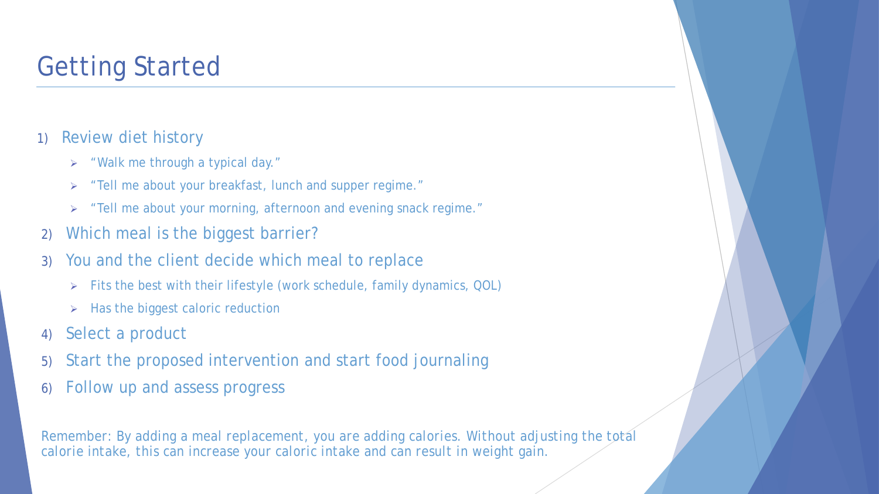# Getting Started

1) Review diet history
   - "Walk me through a typical day."
   - "Tell me about your breakfast, lunch and supper regime."
   - "Tell me about your morning, afternoon and evening snack regime."
2) Which meal is the biggest barrier?
3) You and the client decide which meal to replace
   - Fits the best with their lifestyle (work schedule, family dynamics, QOL)
   - Has the biggest caloric reduction
4) Select a product
5) Start the proposed intervention and start food journaling
6) Follow up and assess progress

*Remember: By adding a meal replacement, you are adding calories. Without adjusting the total calorie intake, this can increase your caloric intake and can result in weight gain.*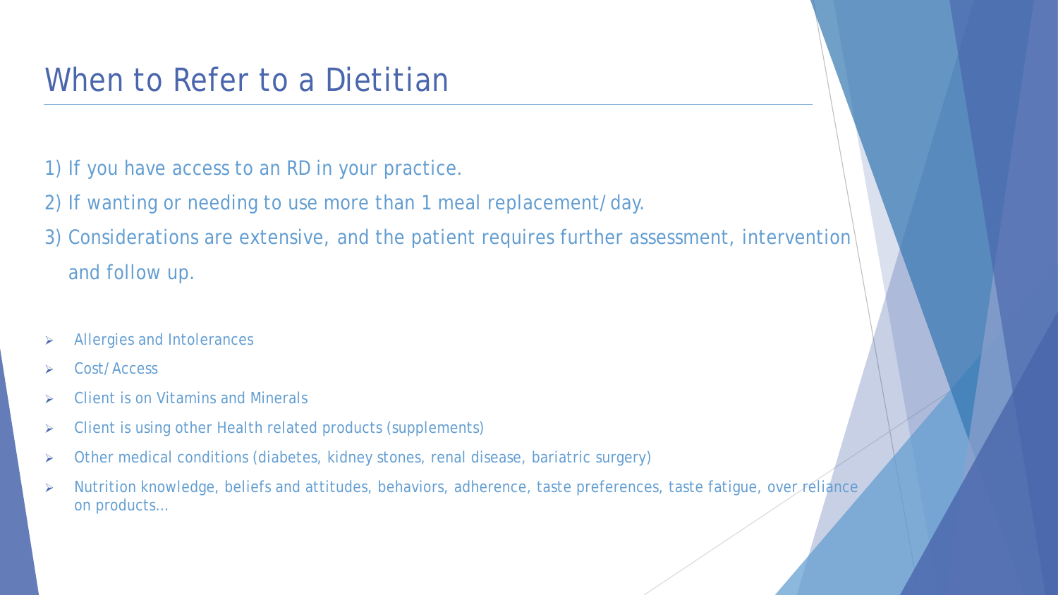# When to Refer to a Dietitian

1) If you have access to an RD in your practice.
2) If wanting or needing to use more than 1 meal replacement/day.
3) Considerations are extensive, and the patient requires further assessment, intervention and follow up.

- Allergies and Intolerances
- Cost/Access
- Client is on Vitamins and Minerals
- Client is using other Health related products (supplements)
- Other medical conditions (diabetes, kidney stones, renal disease, bariatric surgery)
- Nutrition knowledge, beliefs and attitudes, behaviors, adherence, taste preferences, taste fatigue, over reliance on products…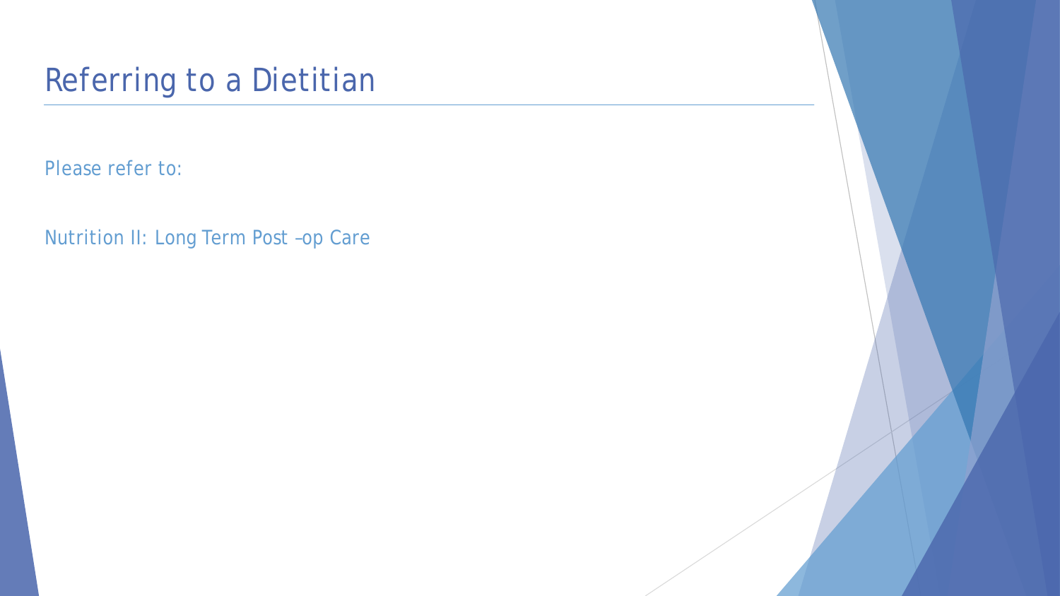# Referring to a Dietitian

Please refer to:

Nutrition II: Long Term Post –op Care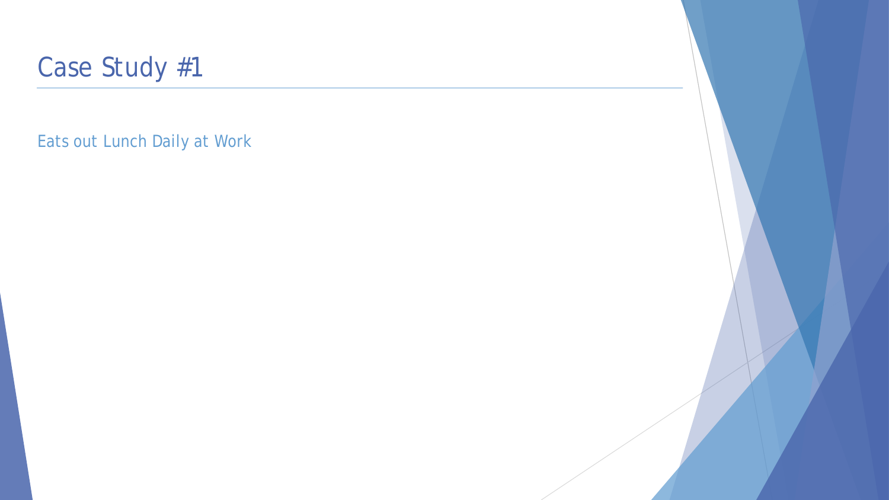# Case Study #1

Eats out Lunch Daily at Work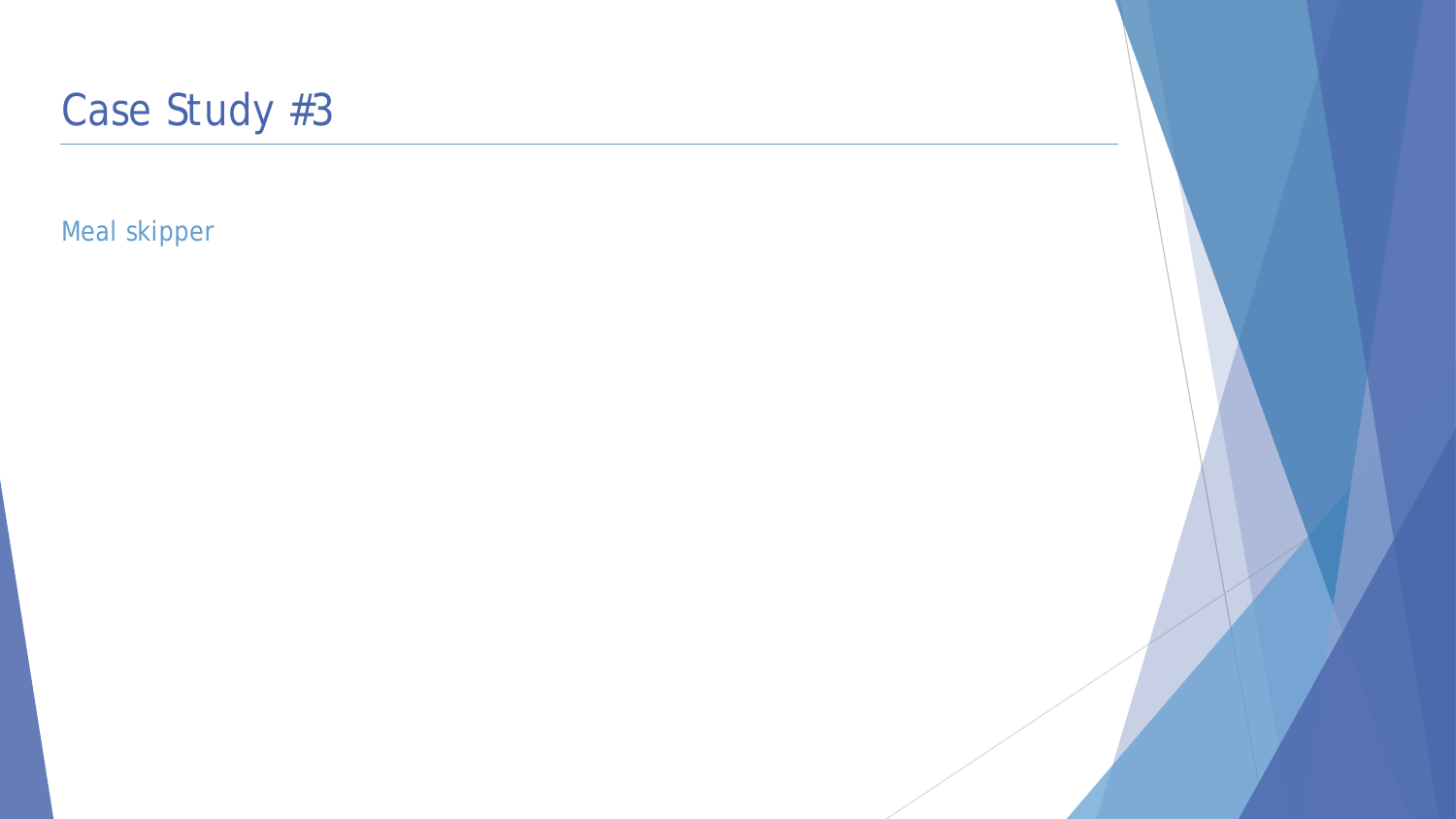# Case Study #3

Meal skipper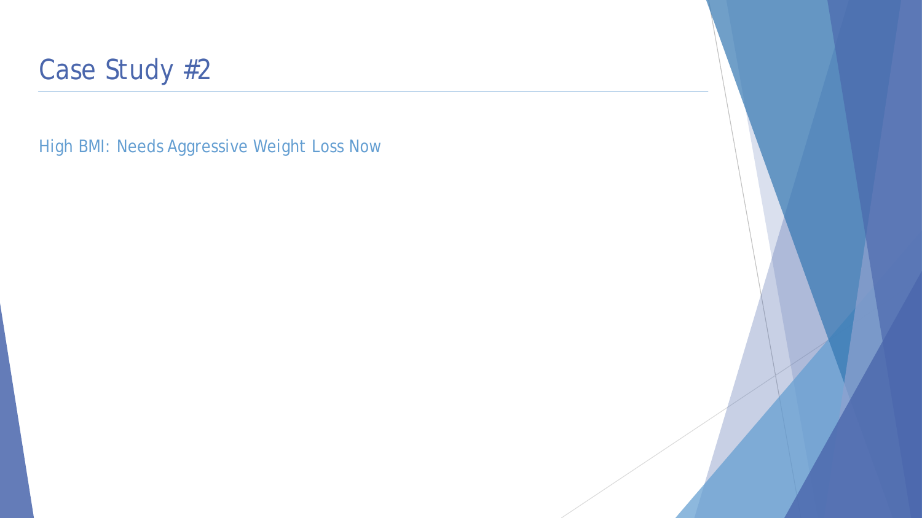# Case Study #2

High BMI: Needs Aggressive Weight Loss Now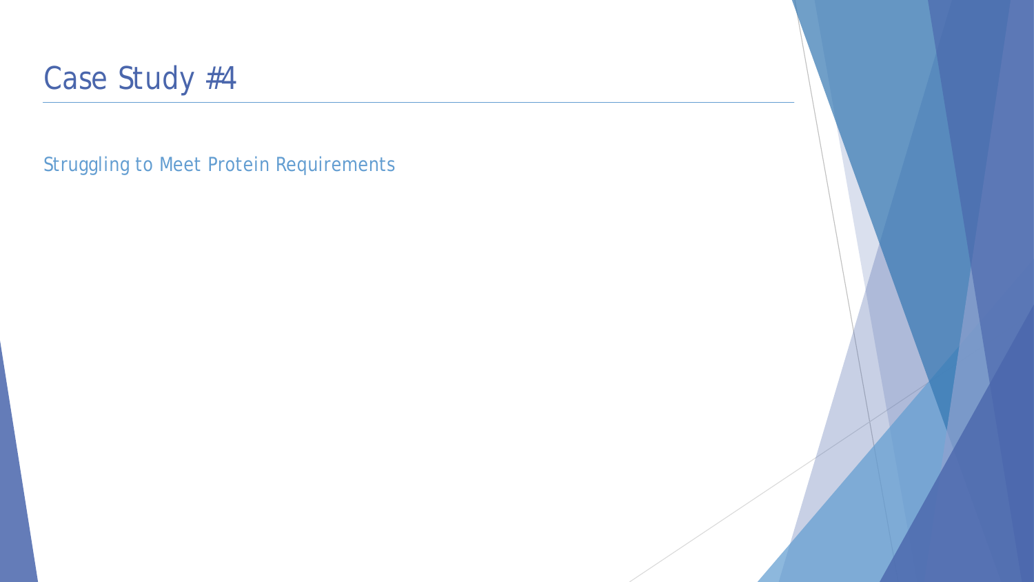# Case Study #4

Struggling to Meet Protein Requirements